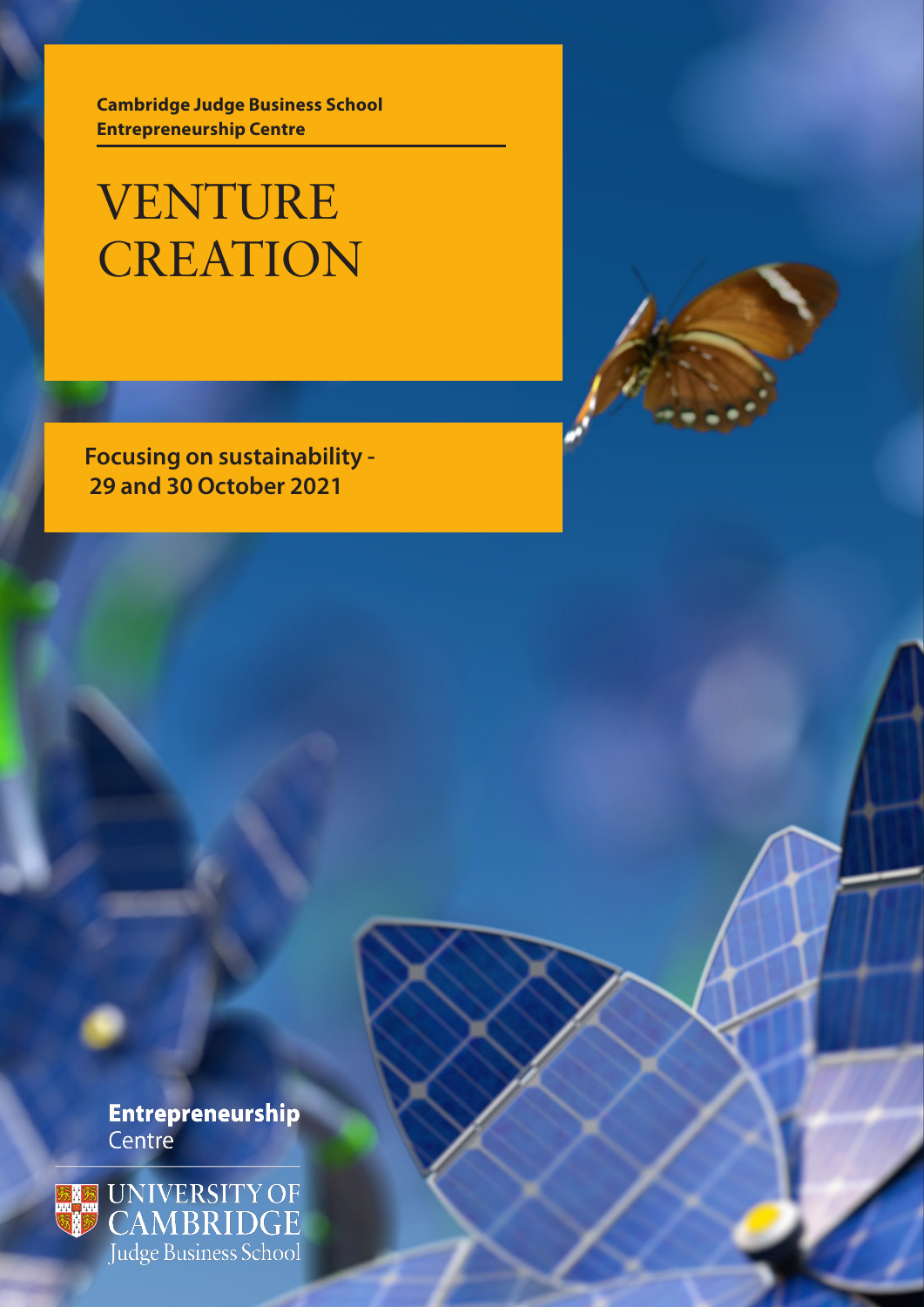**Cambridge Judge Business School**
**Entrepreneurship Centre**

# VENTURE CREATION

**Focusing on sustainability - 29 and 30 October 2021**

**Entrepreneurship** Centre

UNIVERSITY OF CAMBRIDGE
Judge Business School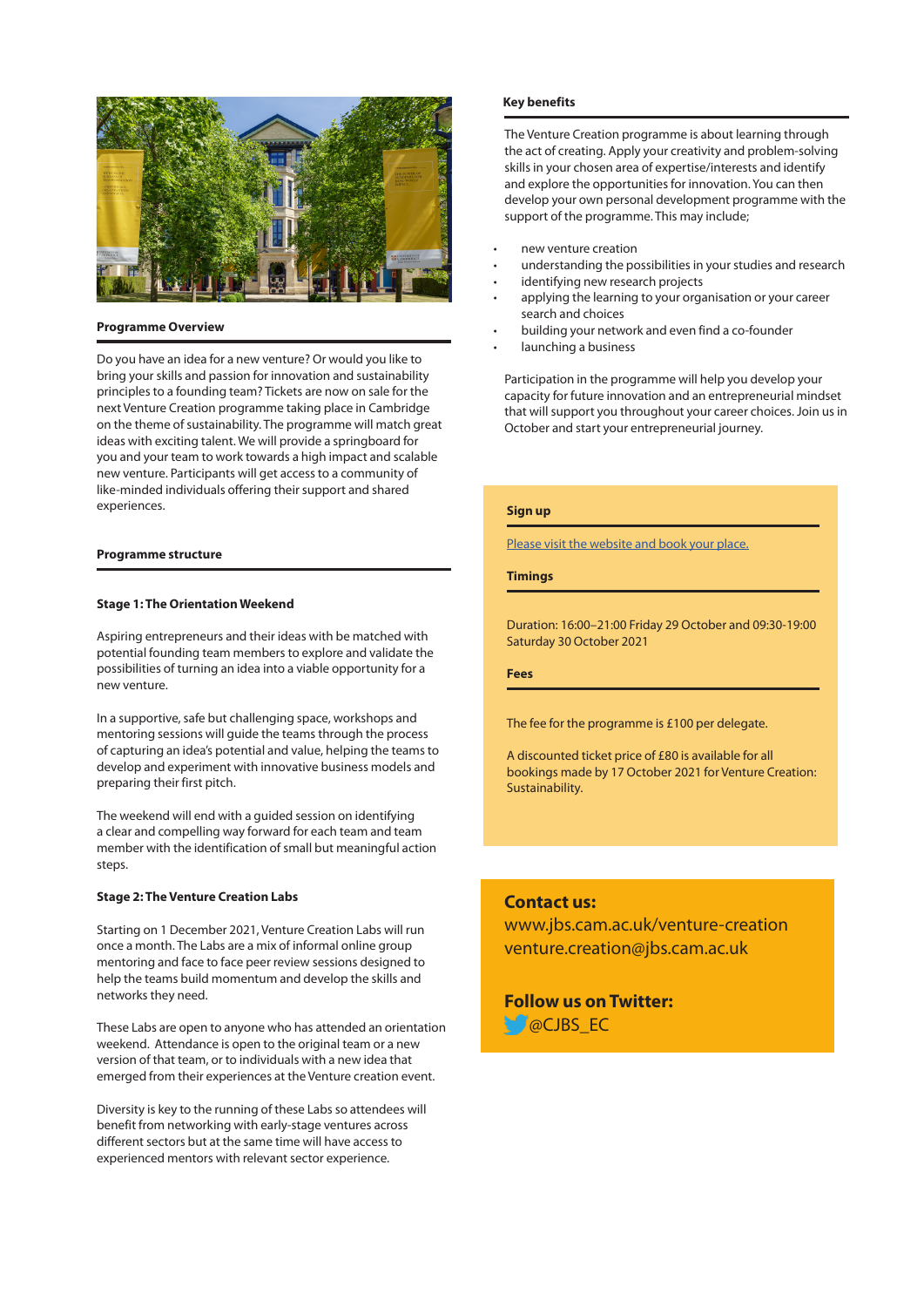### Programme Overview

Do you have an idea for a new venture? Or would you like to bring your skills and passion for innovation and sustainability principles to a founding team? Tickets are now on sale for the next Venture Creation programme taking place in Cambridge on the theme of sustainability. The programme will match great ideas with exciting talent. We will provide a springboard for you and your team to work towards a high impact and scalable new venture. Participants will get access to a community of like-minded individuals offering their support and shared experiences.

### Programme structure

**Stage 1: The Orientation Weekend**

Aspiring entrepreneurs and their ideas with be matched with potential founding team members to explore and validate the possibilities of turning an idea into a viable opportunity for a new venture.

In a supportive, safe but challenging space, workshops and mentoring sessions will guide the teams through the process of capturing an idea's potential and value, helping the teams to develop and experiment with innovative business models and preparing their first pitch.

The weekend will end with a guided session on identifying a clear and compelling way forward for each team and team member with the identification of small but meaningful action steps.

**Stage 2: The Venture Creation Labs**

Starting on 1 December 2021, Venture Creation Labs will run once a month. The Labs are a mix of informal online group mentoring and face to face peer review sessions designed to help the teams build momentum and develop the skills and networks they need.

These Labs are open to anyone who has attended an orientation weekend. Attendance is open to the original team or a new version of that team, or to individuals with a new idea that emerged from their experiences at the Venture creation event.

Diversity is key to the running of these Labs so attendees will benefit from networking with early-stage ventures across different sectors but at the same time will have access to experienced mentors with relevant sector experience.

### Key benefits

The Venture Creation programme is about learning through the act of creating. Apply your creativity and problem-solving skills in your chosen area of expertise/interests and identify and explore the opportunities for innovation. You can then develop your own personal development programme with the support of the programme. This may include;

- new venture creation
- understanding the possibilities in your studies and research
- identifying new research projects
- applying the learning to your organisation or your career search and choices
- building your network and even find a co-founder
- launching a business

Participation in the programme will help you develop your capacity for future innovation and an entrepreneurial mindset that will support you throughout your career choices. Join us in October and start your entrepreneurial journey.

### Sign up

Please visit the website and book your place.

### Timings

Duration: 16:00–21:00 Friday 29 October and 09:30-19:00 Saturday 30 October 2021

### Fees

The fee for the programme is £100 per delegate.

A discounted ticket price of £80 is available for all bookings made by 17 October 2021 for Venture Creation: Sustainability.

## Contact us:

www.jbs.cam.ac.uk/venture-creation
venture.creation@jbs.cam.ac.uk

## Follow us on Twitter:

@CJBS_EC